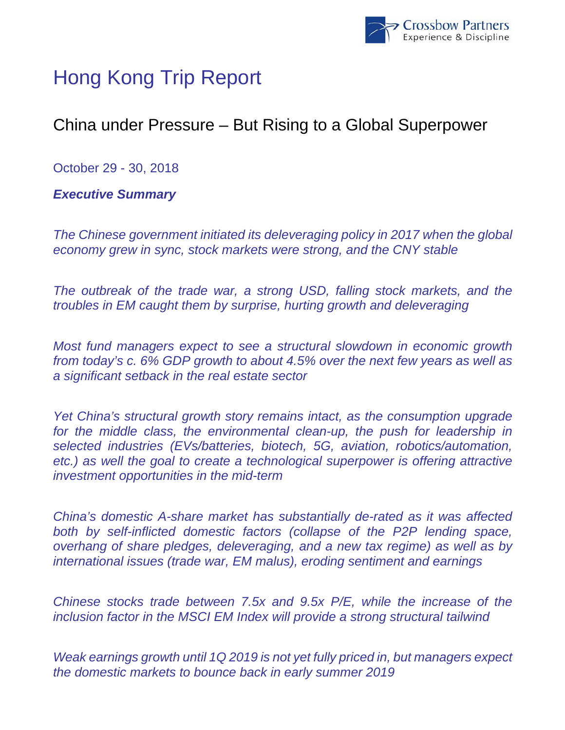# Hong Kong Trip Report

## China under Pressure – But Rising to a Global Superpower

October 29 - 30, 2018

***Executive Summary***

*The Chinese government initiated its deleveraging policy in 2017 when the global economy grew in sync, stock markets were strong, and the CNY stable*

*The outbreak of the trade war, a strong USD, falling stock markets, and the troubles in EM caught them by surprise, hurting growth and deleveraging*

*Most fund managers expect to see a structural slowdown in economic growth from today's c. 6% GDP growth to about 4.5% over the next few years as well as a significant setback in the real estate sector*

*Yet China's structural growth story remains intact, as the consumption upgrade for the middle class, the environmental clean-up, the push for leadership in selected industries (EVs/batteries, biotech, 5G, aviation, robotics/automation, etc.) as well the goal to create a technological superpower is offering attractive investment opportunities in the mid-term*

*China's domestic A-share market has substantially de-rated as it was affected both by self-inflicted domestic factors (collapse of the P2P lending space, overhang of share pledges, deleveraging, and a new tax regime) as well as by international issues (trade war, EM malus), eroding sentiment and earnings*

*Chinese stocks trade between 7.5x and 9.5x P/E, while the increase of the inclusion factor in the MSCI EM Index will provide a strong structural tailwind*

*Weak earnings growth until 1Q 2019 is not yet fully priced in, but managers expect the domestic markets to bounce back in early summer 2019*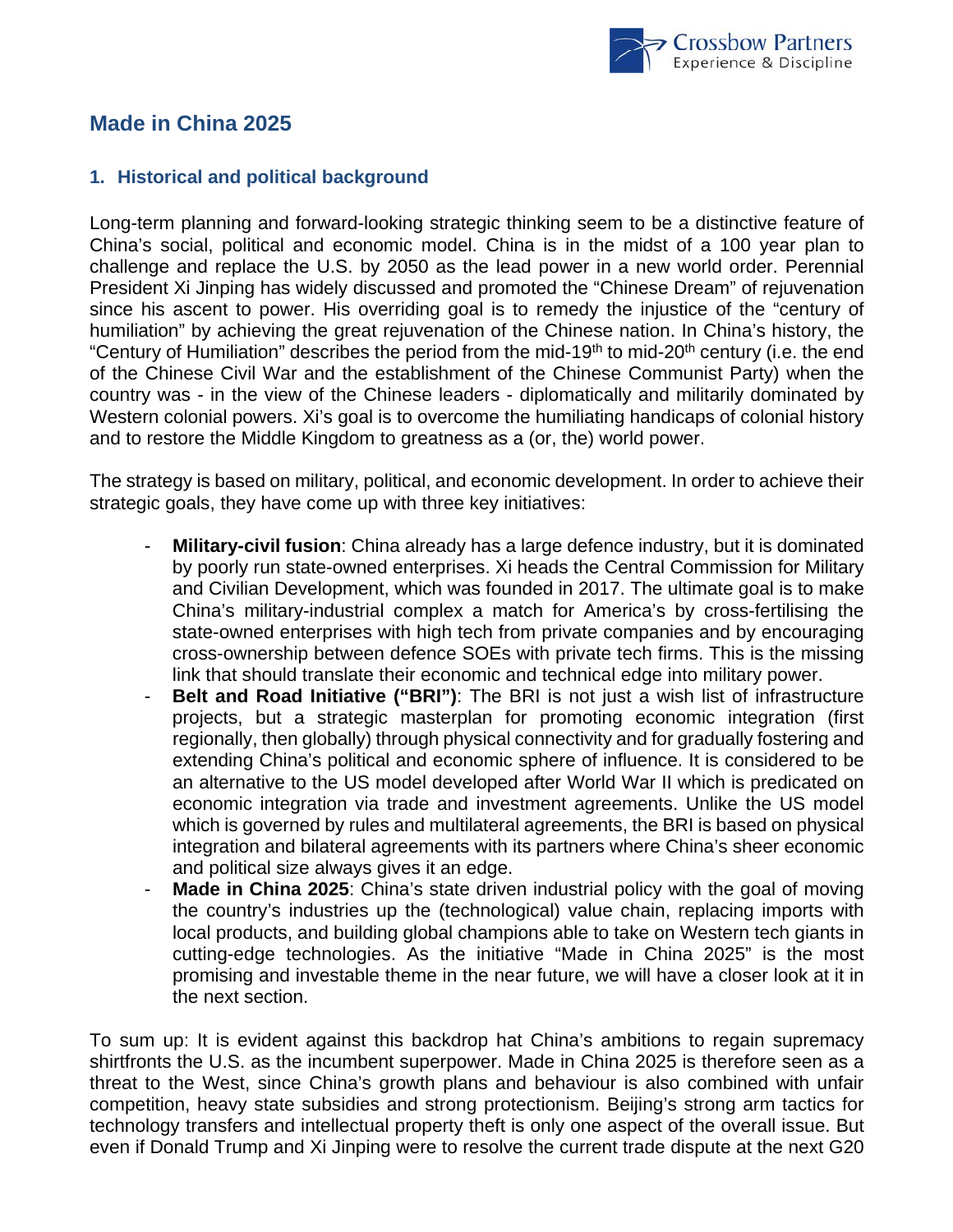# Made in China 2025

## 1. Historical and political background

Long-term planning and forward-looking strategic thinking seem to be a distinctive feature of China's social, political and economic model. China is in the midst of a 100 year plan to challenge and replace the U.S. by 2050 as the lead power in a new world order. Perennial President Xi Jinping has widely discussed and promoted the "Chinese Dream" of rejuvenation since his ascent to power. His overriding goal is to remedy the injustice of the "century of humiliation" by achieving the great rejuvenation of the Chinese nation. In China's history, the "Century of Humiliation" describes the period from the mid-19th to mid-20th century (i.e. the end of the Chinese Civil War and the establishment of the Chinese Communist Party) when the country was - in the view of the Chinese leaders - diplomatically and militarily dominated by Western colonial powers. Xi's goal is to overcome the humiliating handicaps of colonial history and to restore the Middle Kingdom to greatness as a (or, the) world power.

The strategy is based on military, political, and economic development. In order to achieve their strategic goals, they have come up with three key initiatives:

- **Military-civil fusion**: China already has a large defence industry, but it is dominated by poorly run state-owned enterprises. Xi heads the Central Commission for Military and Civilian Development, which was founded in 2017. The ultimate goal is to make China's military-industrial complex a match for America's by cross-fertilising the state-owned enterprises with high tech from private companies and by encouraging cross-ownership between defence SOEs with private tech firms. This is the missing link that should translate their economic and technical edge into military power.
- **Belt and Road Initiative ("BRI")**: The BRI is not just a wish list of infrastructure projects, but a strategic masterplan for promoting economic integration (first regionally, then globally) through physical connectivity and for gradually fostering and extending China's political and economic sphere of influence. It is considered to be an alternative to the US model developed after World War II which is predicated on economic integration via trade and investment agreements. Unlike the US model which is governed by rules and multilateral agreements, the BRI is based on physical integration and bilateral agreements with its partners where China's sheer economic and political size always gives it an edge.
- **Made in China 2025**: China's state driven industrial policy with the goal of moving the country's industries up the (technological) value chain, replacing imports with local products, and building global champions able to take on Western tech giants in cutting-edge technologies. As the initiative "Made in China 2025" is the most promising and investable theme in the near future, we will have a closer look at it in the next section.

To sum up: It is evident against this backdrop hat China's ambitions to regain supremacy shirtfronts the U.S. as the incumbent superpower. Made in China 2025 is therefore seen as a threat to the West, since China's growth plans and behaviour is also combined with unfair competition, heavy state subsidies and strong protectionism. Beijing's strong arm tactics for technology transfers and intellectual property theft is only one aspect of the overall issue. But even if Donald Trump and Xi Jinping were to resolve the current trade dispute at the next G20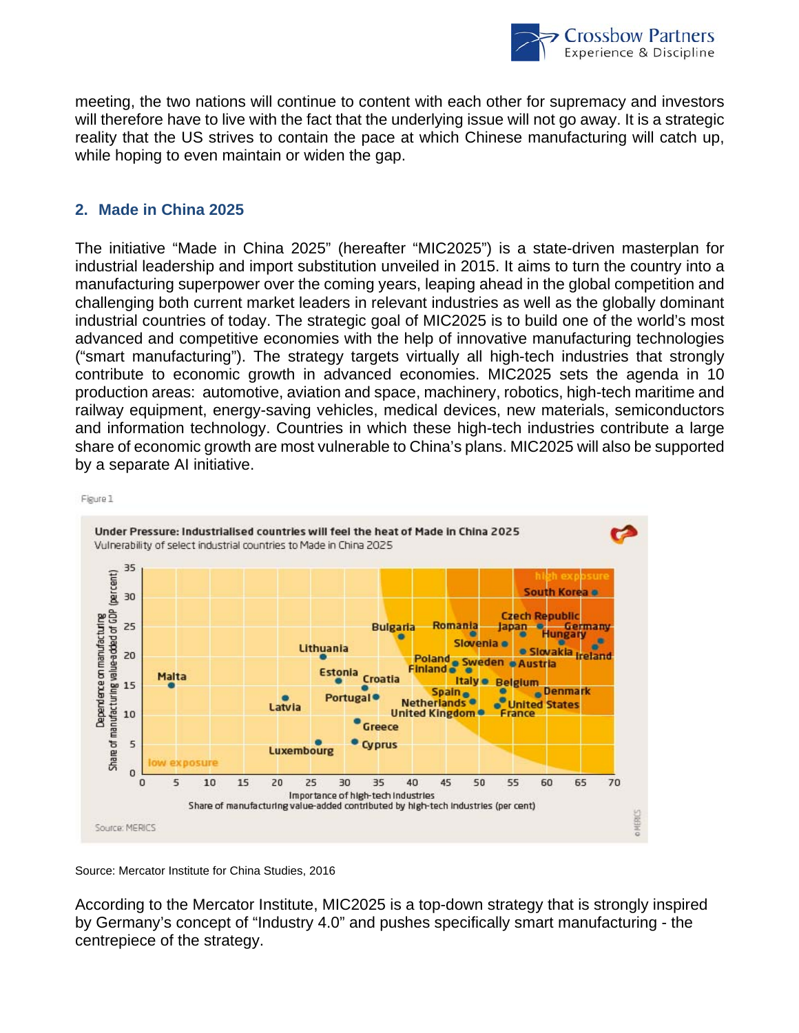meeting, the two nations will continue to content with each other for supremacy and investors will therefore have to live with the fact that the underlying issue will not go away. It is a strategic reality that the US strives to contain the pace at which Chinese manufacturing will catch up, while hoping to even maintain or widen the gap.

## 2. Made in China 2025

The initiative “Made in China 2025” (hereafter “MIC2025”) is a state-driven masterplan for industrial leadership and import substitution unveiled in 2015. It aims to turn the country into a manufacturing superpower over the coming years, leaping ahead in the global competition and challenging both current market leaders in relevant industries as well as the globally dominant industrial countries of today. The strategic goal of MIC2025 is to build one of the world’s most advanced and competitive economies with the help of innovative manufacturing technologies (“smart manufacturing”). The strategy targets virtually all high-tech industries that strongly contribute to economic growth in advanced economies. MIC2025 sets the agenda in 10 production areas: automotive, aviation and space, machinery, robotics, high-tech maritime and railway equipment, energy-saving vehicles, medical devices, new materials, semiconductors and information technology. Countries in which these high-tech industries contribute a large share of economic growth are most vulnerable to China’s plans. MIC2025 will also be supported by a separate AI initiative.

Figure 1

**Under Pressure: Industrialised countries will feel the heat of Made in China 2025**
Vulnerability of select industrial countries to Made in China 2025

Source: MERICS

Source: Mercator Institute for China Studies, 2016

According to the Mercator Institute, MIC2025 is a top-down strategy that is strongly inspired by Germany’s concept of “Industry 4.0” and pushes specifically smart manufacturing - the centrepiece of the strategy.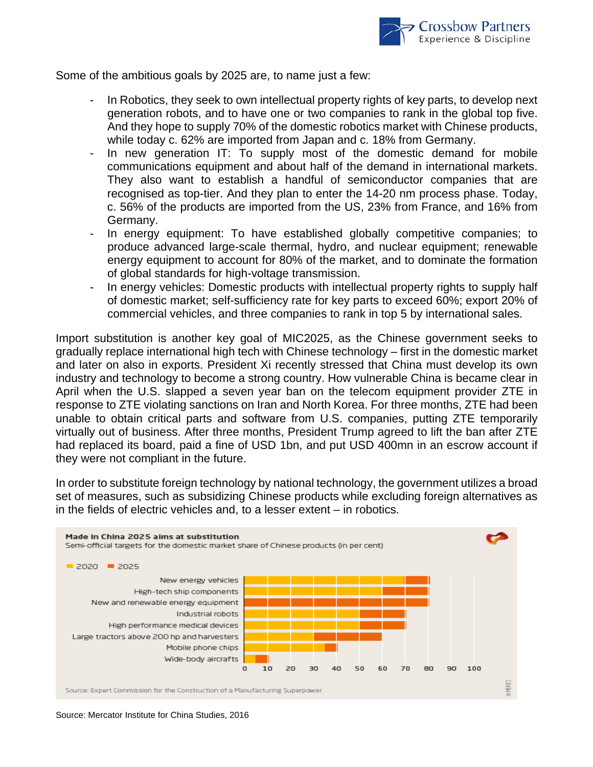Some of the ambitious goals by 2025 are, to name just a few:

- In Robotics, they seek to own intellectual property rights of key parts, to develop next generation robots, and to have one or two companies to rank in the global top five. And they hope to supply 70% of the domestic robotics market with Chinese products, while today c. 62% are imported from Japan and c. 18% from Germany.
- In new generation IT: To supply most of the domestic demand for mobile communications equipment and about half of the demand in international markets. They also want to establish a handful of semiconductor companies that are recognised as top-tier. And they plan to enter the 14-20 nm process phase. Today, c. 56% of the products are imported from the US, 23% from France, and 16% from Germany.
- In energy equipment: To have established globally competitive companies; to produce advanced large-scale thermal, hydro, and nuclear equipment; renewable energy equipment to account for 80% of the market, and to dominate the formation of global standards for high-voltage transmission.
- In energy vehicles: Domestic products with intellectual property rights to supply half of domestic market; self-sufficiency rate for key parts to exceed 60%; export 20% of commercial vehicles, and three companies to rank in top 5 by international sales.

Import substitution is another key goal of MIC2025, as the Chinese government seeks to gradually replace international high tech with Chinese technology – first in the domestic market and later on also in exports. President Xi recently stressed that China must develop its own industry and technology to become a strong country. How vulnerable China is became clear in April when the U.S. slapped a seven year ban on the telecom equipment provider ZTE in response to ZTE violating sanctions on Iran and North Korea. For three months, ZTE had been unable to obtain critical parts and software from U.S. companies, putting ZTE temporarily virtually out of business. After three months, President Trump agreed to lift the ban after ZTE had replaced its board, paid a fine of USD 1bn, and put USD 400mn in an escrow account if they were not compliant in the future.

In order to substitute foreign technology by national technology, the government utilizes a broad set of measures, such as subsidizing Chinese products while excluding foreign alternatives as in the fields of electric vehicles and, to a lesser extent – in robotics.

**Made in China 2025 aims at substitution**

Semi-official targets for the domestic market share of Chinese products (in per cent)

| | 2020 | 2025 |
|---|---|---|
| New energy vehicles | 70 | 80 |
| High-tech ship components | 60 | 80 |
| New and renewable energy equipment | 80 | 80 |
| Industrial robots | 50 | 70 |
| High performance medical devices | 50 | 70 |
| Large tractors above 200 hp and harvesters | 30 | 60 |
| Mobile phone chips | 35 | 40 |
| Wide-body aircrafts | 5 | 10 |

Source: Expert Commission for the Construction of a Manufacturing Superpower

© MERICS

Source: Mercator Institute for China Studies, 2016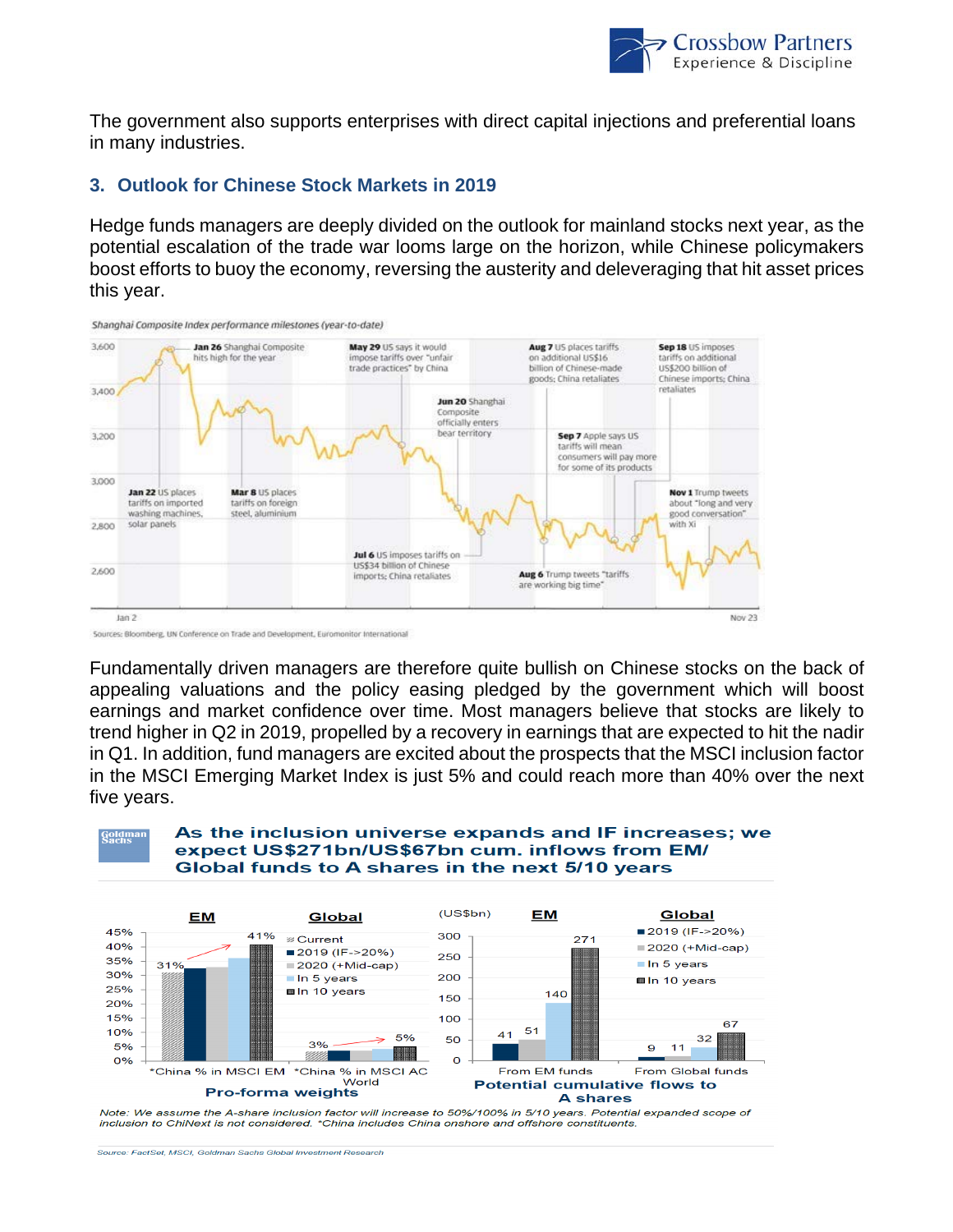The government also supports enterprises with direct capital injections and preferential loans in many industries.

## 3. Outlook for Chinese Stock Markets in 2019

Hedge funds managers are deeply divided on the outlook for mainland stocks next year, as the potential escalation of the trade war looms large on the horizon, while Chinese policymakers boost efforts to buoy the economy, reversing the austerity and deleveraging that hit asset prices this year.

*Shanghai Composite Index performance milestones (year-to-date)*

**Jan 22** US places tariffs on imported washing machines, solar panels

**Jan 26** Shanghai Composite hits high for the year

**Mar 8** US places tariffs on foreign steel, aluminium

**May 29** US says it would impose tariffs over "unfair trade practices" by China

**Jun 20** Shanghai Composite officially enters bear territory

**Jul 6** US imposes tariffs on US$34 billion of Chinese imports; China retaliates

**Aug 6** Trump tweets "tariffs are working big time"

**Aug 7** US places tariffs on additional US$16 billion of Chinese-made goods; China retaliates

**Sep 7** Apple says US tariffs will mean consumers will pay more for some of its products

**Sep 18** US imposes tariffs on additional US$200 billion of Chinese imports; China retaliates

**Nov 1** Trump tweets about "long and very good conversation" with Xi

Sources: Bloomberg, UN Conference on Trade and Development, Euromonitor International

Fundamentally driven managers are therefore quite bullish on Chinese stocks on the back of appealing valuations and the policy easing pledged by the government which will boost earnings and market confidence over time. Most managers believe that stocks are likely to trend higher in Q2 in 2019, propelled by a recovery in earnings that are expected to hit the nadir in Q1. In addition, fund managers are excited about the prospects that the MSCI inclusion factor in the MSCI Emerging Market Index is just 5% and could reach more than 40% over the next five years.

**As the inclusion universe expands and IF increases; we expect US$271bn/US$67bn cum. inflows from EM/ Global funds to A shares in the next 5/10 years**

Pro-forma weights

| | Current | 2019 (IF->20%) | 2020 (+Mid-cap) | In 5 years | In 10 years |
|---|---|---|---|---|---|
| *China % in MSCI EM | 31% | | | | 41% |
| *China % in MSCI AC World | 3% | | | | 5% |

Potential cumulative flows to A shares (US$bn)

| | 2019 (IF->20%) | 2020 (+Mid-cap) | In 5 years | In 10 years |
|---|---|---|---|---|
| From EM funds | 41 | 51 | 140 | 271 |
| From Global funds | 9 | 11 | 32 | 67 |

*Note: We assume the A-share inclusion factor will increase to 50%/100% in 5/10 years. Potential expanded scope of inclusion to ChiNext is not considered. \*China includes China onshore and offshore constituents.*

Source: FactSet, MSCI, Goldman Sachs Global Investment Research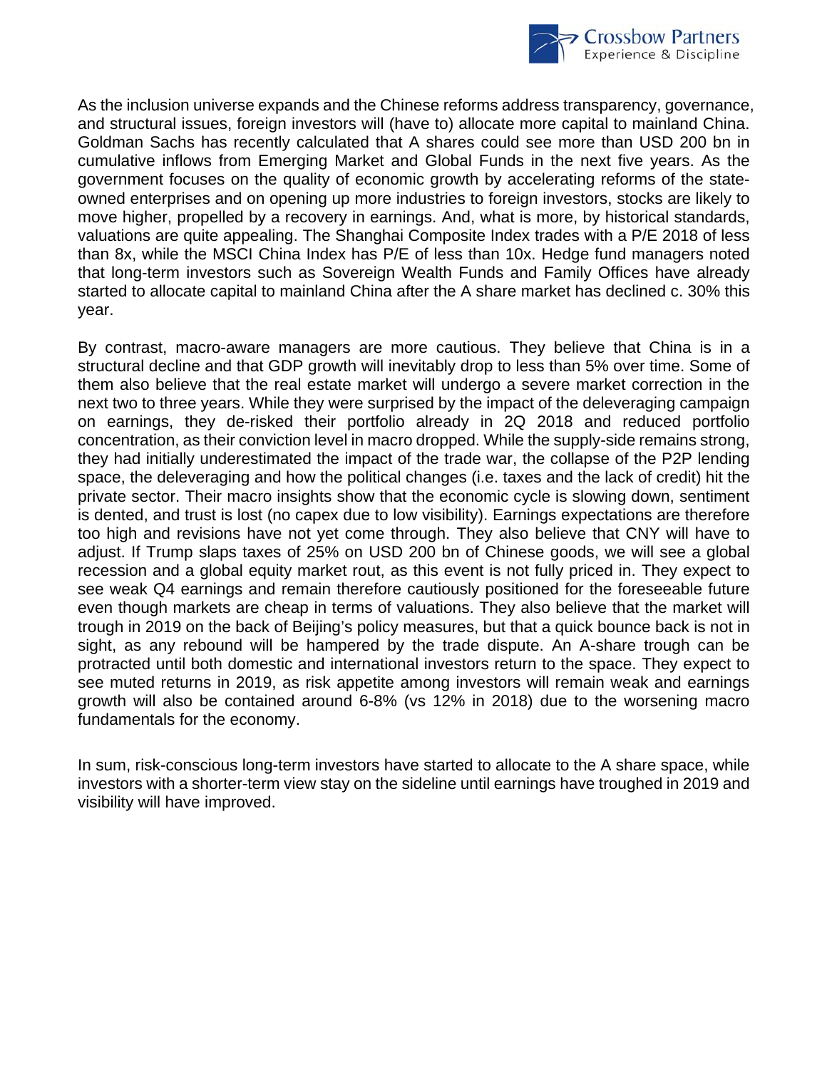As the inclusion universe expands and the Chinese reforms address transparency, governance, and structural issues, foreign investors will (have to) allocate more capital to mainland China. Goldman Sachs has recently calculated that A shares could see more than USD 200 bn in cumulative inflows from Emerging Market and Global Funds in the next five years. As the government focuses on the quality of economic growth by accelerating reforms of the state-owned enterprises and on opening up more industries to foreign investors, stocks are likely to move higher, propelled by a recovery in earnings. And, what is more, by historical standards, valuations are quite appealing. The Shanghai Composite Index trades with a P/E 2018 of less than 8x, while the MSCI China Index has P/E of less than 10x. Hedge fund managers noted that long-term investors such as Sovereign Wealth Funds and Family Offices have already started to allocate capital to mainland China after the A share market has declined c. 30% this year.

By contrast, macro-aware managers are more cautious. They believe that China is in a structural decline and that GDP growth will inevitably drop to less than 5% over time. Some of them also believe that the real estate market will undergo a severe market correction in the next two to three years. While they were surprised by the impact of the deleveraging campaign on earnings, they de-risked their portfolio already in 2Q 2018 and reduced portfolio concentration, as their conviction level in macro dropped. While the supply-side remains strong, they had initially underestimated the impact of the trade war, the collapse of the P2P lending space, the deleveraging and how the political changes (i.e. taxes and the lack of credit) hit the private sector. Their macro insights show that the economic cycle is slowing down, sentiment is dented, and trust is lost (no capex due to low visibility). Earnings expectations are therefore too high and revisions have not yet come through. They also believe that CNY will have to adjust. If Trump slaps taxes of 25% on USD 200 bn of Chinese goods, we will see a global recession and a global equity market rout, as this event is not fully priced in. They expect to see weak Q4 earnings and remain therefore cautiously positioned for the foreseeable future even though markets are cheap in terms of valuations. They also believe that the market will trough in 2019 on the back of Beijing's policy measures, but that a quick bounce back is not in sight, as any rebound will be hampered by the trade dispute. An A-share trough can be protracted until both domestic and international investors return to the space. They expect to see muted returns in 2019, as risk appetite among investors will remain weak and earnings growth will also be contained around 6-8% (vs 12% in 2018) due to the worsening macro fundamentals for the economy.

In sum, risk-conscious long-term investors have started to allocate to the A share space, while investors with a shorter-term view stay on the sideline until earnings have troughed in 2019 and visibility will have improved.